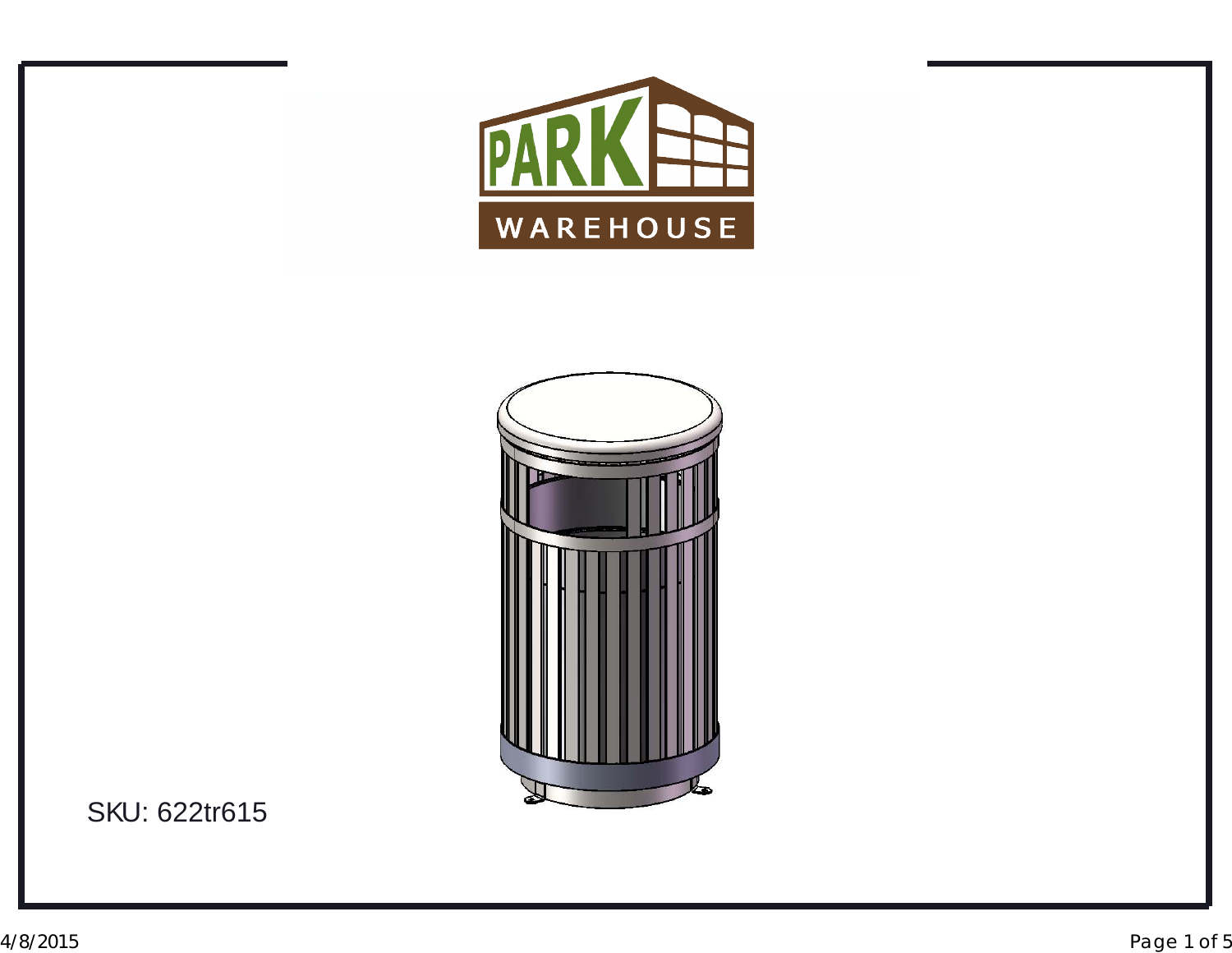PARK

WAREHOUSE

SKU: 622tr615

4/8/2015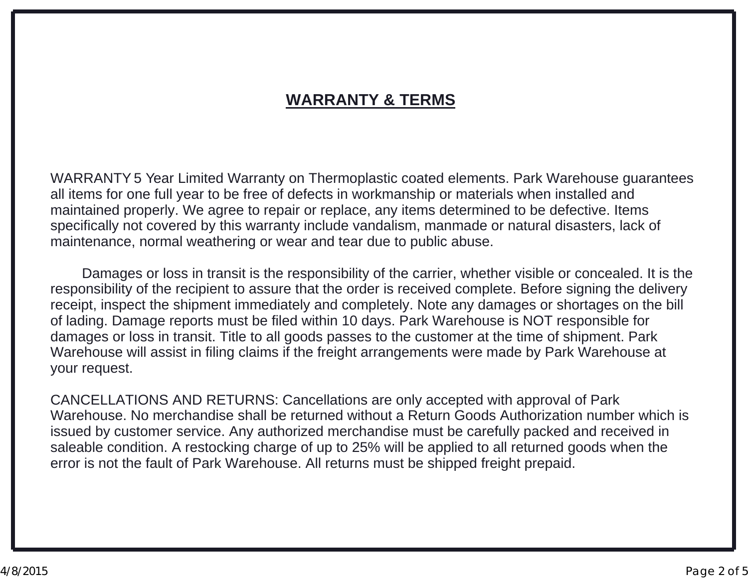# **WARRANTY & TERMS**

WARRANTY 5 Year Limited Warranty on Thermoplastic coated elements. Park Warehouse guarantees all items for one full year to be free of defects in workmanship or materials when installed and maintained properly. We agree to repair or replace, any items determined to be defective. Items specifically not covered by this warranty include vandalism, manmade or natural disasters, lack of maintenance, normal weathering or wear and tear due to public abuse.

Damages or loss in transit is the responsibility of the carrier, whether visible or concealed. It is the responsibility of the recipient to assure that the order is received complete. Before signing the delivery receipt, inspect the shipment immediately and completely. Note any damages or shortages on the bill of lading. Damage reports must be filed within 10 days. Park Warehouse is NOT responsible for damages or loss in transit. Title to all goods passes to the customer at the time of shipment. Park Warehouse will assist in filing claims if the freight arrangements were made by Park Warehouse at your request.

CANCELLATIONS AND RETURNS: Cancellations are only accepted with approval of Park Warehouse. No merchandise shall be returned without a Return Goods Authorization number which is issued by customer service. Any authorized merchandise must be carefully packed and received in saleable condition. A restocking charge of up to 25% will be applied to all returned goods when the error is not the fault of Park Warehouse. All returns must be shipped freight prepaid.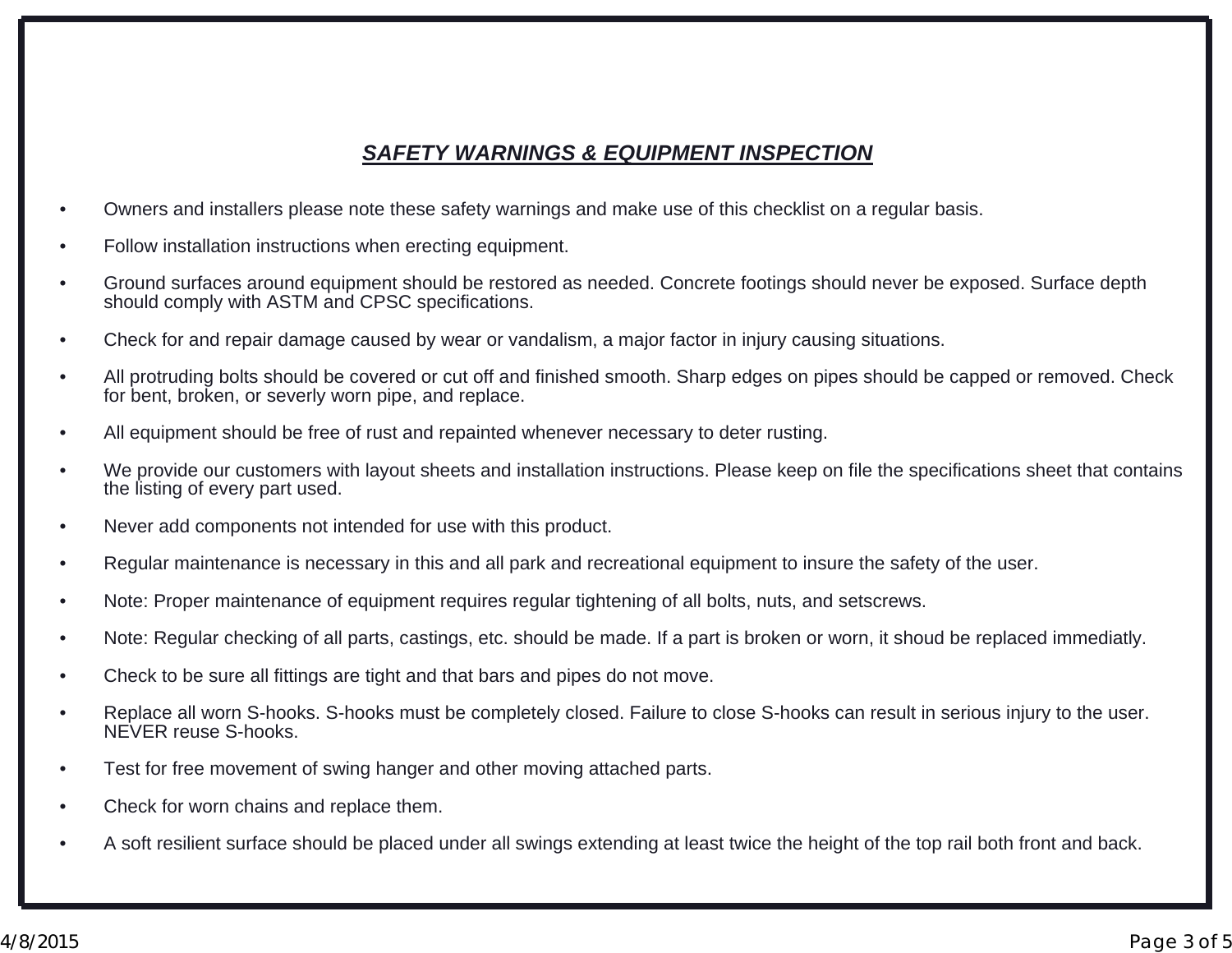## ***SAFETY WARNINGS & EQUIPMENT INSPECTION***

- Owners and installers please note these safety warnings and make use of this checklist on a regular basis.
- Follow installation instructions when erecting equipment.
- Ground surfaces around equipment should be restored as needed. Concrete footings should never be exposed. Surface depth should comply with ASTM and CPSC specifications.
- Check for and repair damage caused by wear or vandalism, a major factor in injury causing situations.
- All protruding bolts should be covered or cut off and finished smooth. Sharp edges on pipes should be capped or removed. Check for bent, broken, or severly worn pipe, and replace.
- All equipment should be free of rust and repainted whenever necessary to deter rusting.
- We provide our customers with layout sheets and installation instructions. Please keep on file the specifications sheet that contains the listing of every part used.
- Never add components not intended for use with this product.
- Regular maintenance is necessary in this and all park and recreational equipment to insure the safety of the user.
- Note: Proper maintenance of equipment requires regular tightening of all bolts, nuts, and setscrews.
- Note: Regular checking of all parts, castings, etc. should be made. If a part is broken or worn, it shoud be replaced immediatly.
- Check to be sure all fittings are tight and that bars and pipes do not move.
- Replace all worn S-hooks. S-hooks must be completely closed. Failure to close S-hooks can result in serious injury to the user. NEVER reuse S-hooks.
- Test for free movement of swing hanger and other moving attached parts.
- Check for worn chains and replace them.
- A soft resilient surface should be placed under all swings extending at least twice the height of the top rail both front and back.

4/8/2015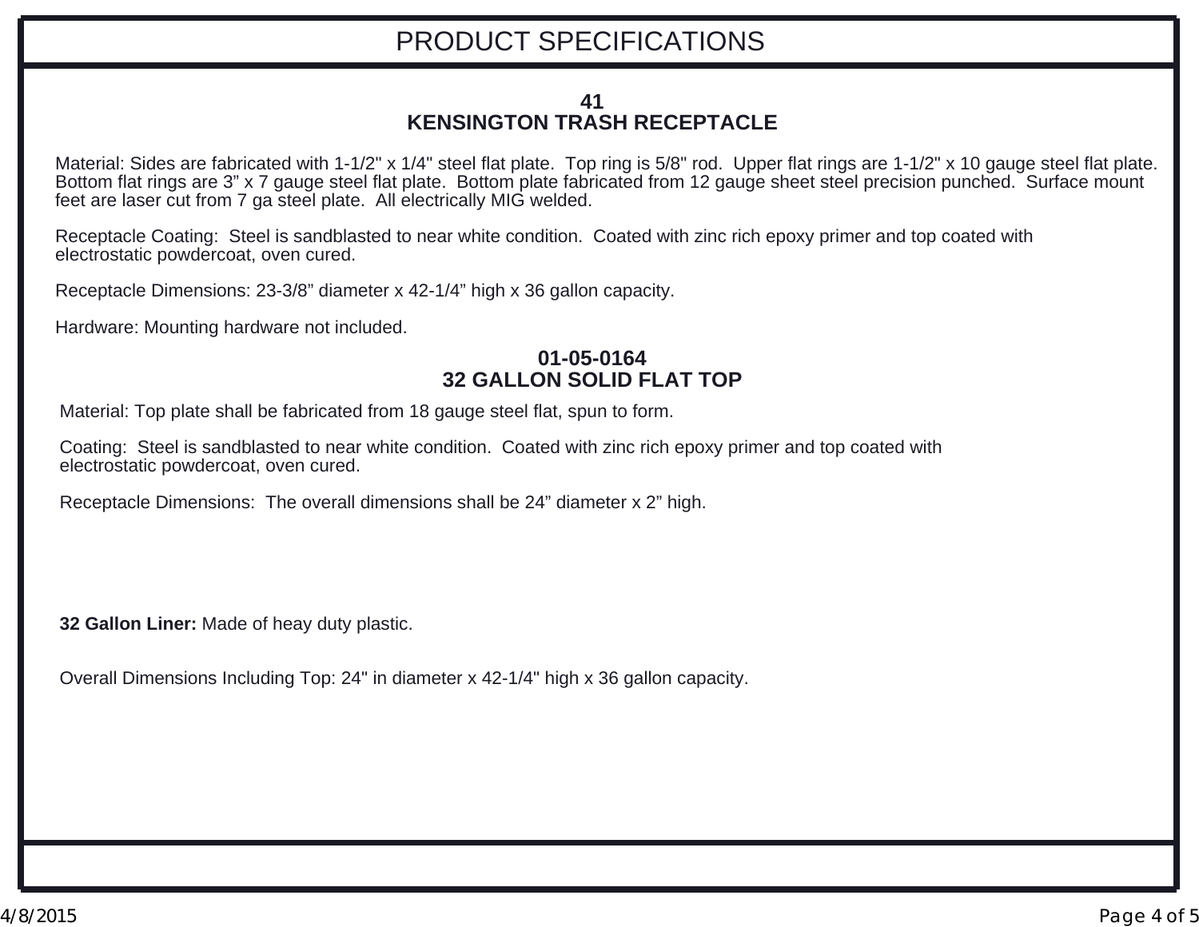# PRODUCT SPECIFICATIONS

## 41
## KENSINGTON TRASH RECEPTACLE

Material: Sides are fabricated with 1-1/2" x 1/4" steel flat plate.  Top ring is 5/8" rod.  Upper flat rings are 1-1/2" x 10 gauge steel flat plate. Bottom flat rings are 3" x 7 gauge steel flat plate.  Bottom plate fabricated from 12 gauge sheet steel precision punched.  Surface mount feet are laser cut from 7 ga steel plate.  All electrically MIG welded.

Receptacle Coating:  Steel is sandblasted to near white condition.  Coated with zinc rich epoxy primer and top coated with electrostatic powdercoat, oven cured.

Receptacle Dimensions: 23-3/8" diameter x 42-1/4" high x 36 gallon capacity.

Hardware: Mounting hardware not included.

## 01-05-0164
## 32 GALLON SOLID FLAT TOP

Material: Top plate shall be fabricated from 18 gauge steel flat, spun to form.

Coating:  Steel is sandblasted to near white condition.  Coated with zinc rich epoxy primer and top coated with electrostatic powdercoat, oven cured.

Receptacle Dimensions:  The overall dimensions shall be 24" diameter x 2" high.

**32 Gallon Liner:** Made of heay duty plastic.

Overall Dimensions Including Top: 24" in diameter x 42-1/4" high x 36 gallon capacity.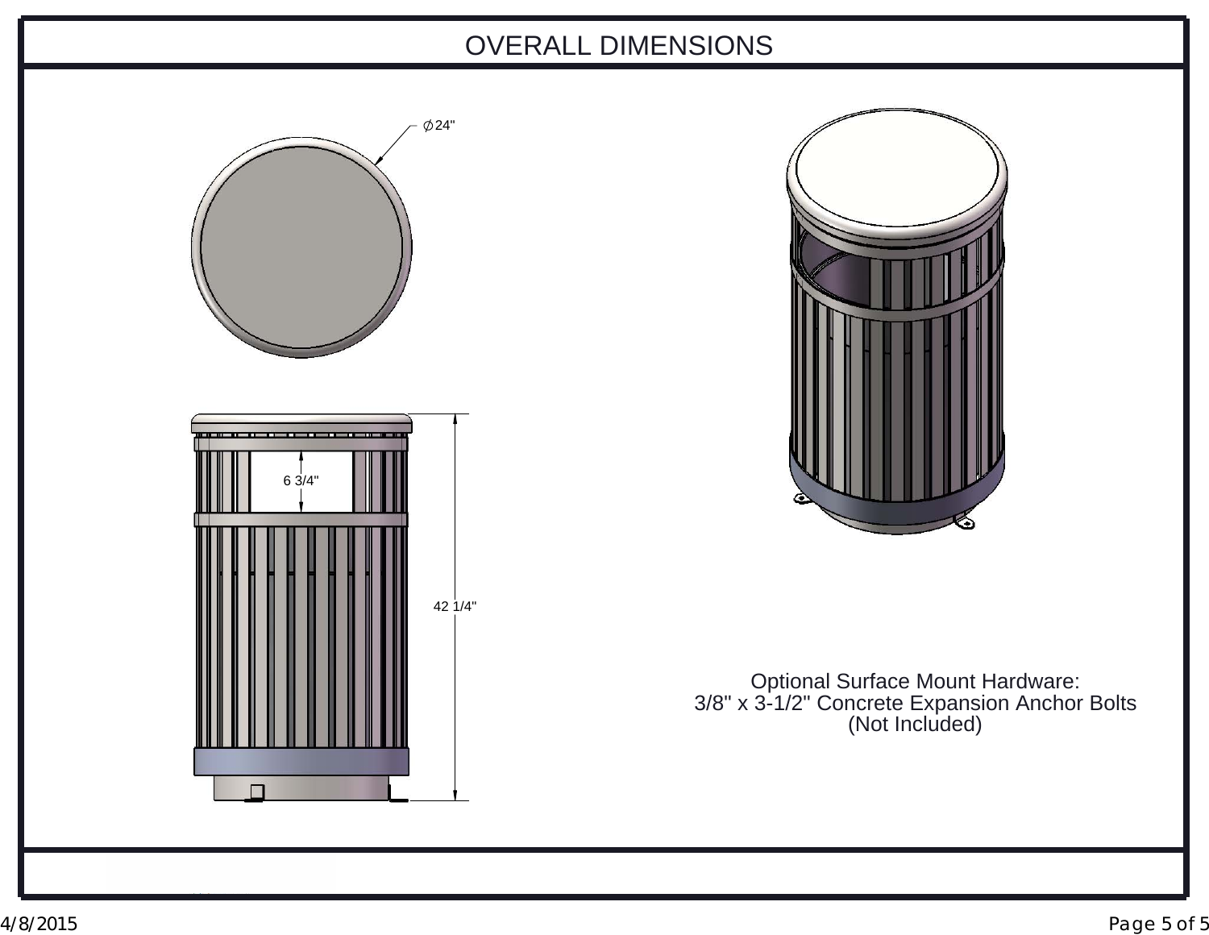# OVERALL DIMENSIONS

⌀24"

6 3/4"

42 1/4"

Optional Surface Mount Hardware:
3/8" x 3-1/2" Concrete Expansion Anchor Bolts
(Not Included)